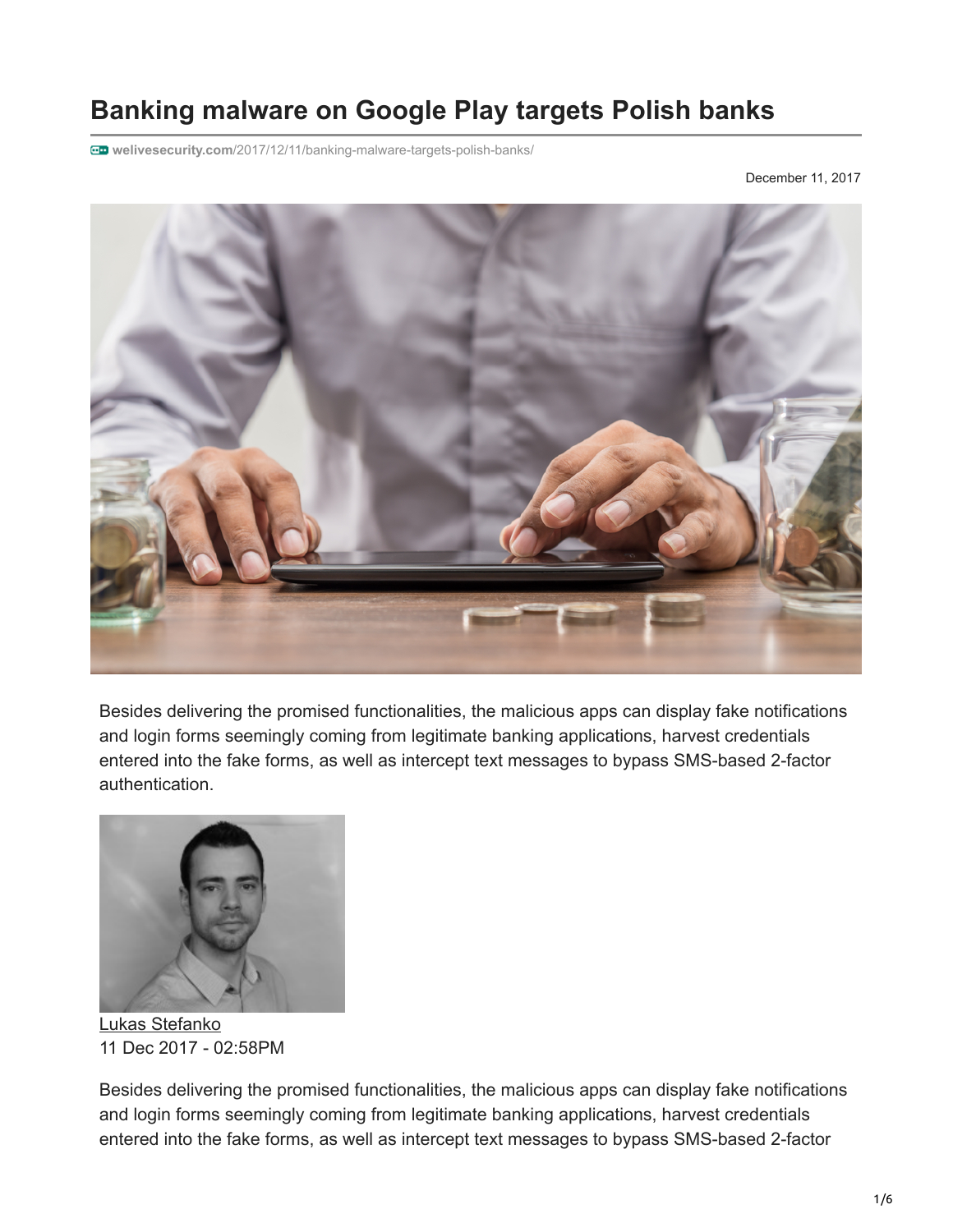# Banking malware on Google Play targets Polish banks

welivesecurity.com/2017/12/11/banking-malware-targets-polish-banks/

December 11, 2017

Besides delivering the promised functionalities, the malicious apps can display fake notifications and login forms seemingly coming from legitimate banking applications, harvest credentials entered into the fake forms, as well as intercept text messages to bypass SMS-based 2-factor authentication.

Lukas Stefanko
11 Dec 2017 - 02:58PM

Besides delivering the promised functionalities, the malicious apps can display fake notifications and login forms seemingly coming from legitimate banking applications, harvest credentials entered into the fake forms, as well as intercept text messages to bypass SMS-based 2-factor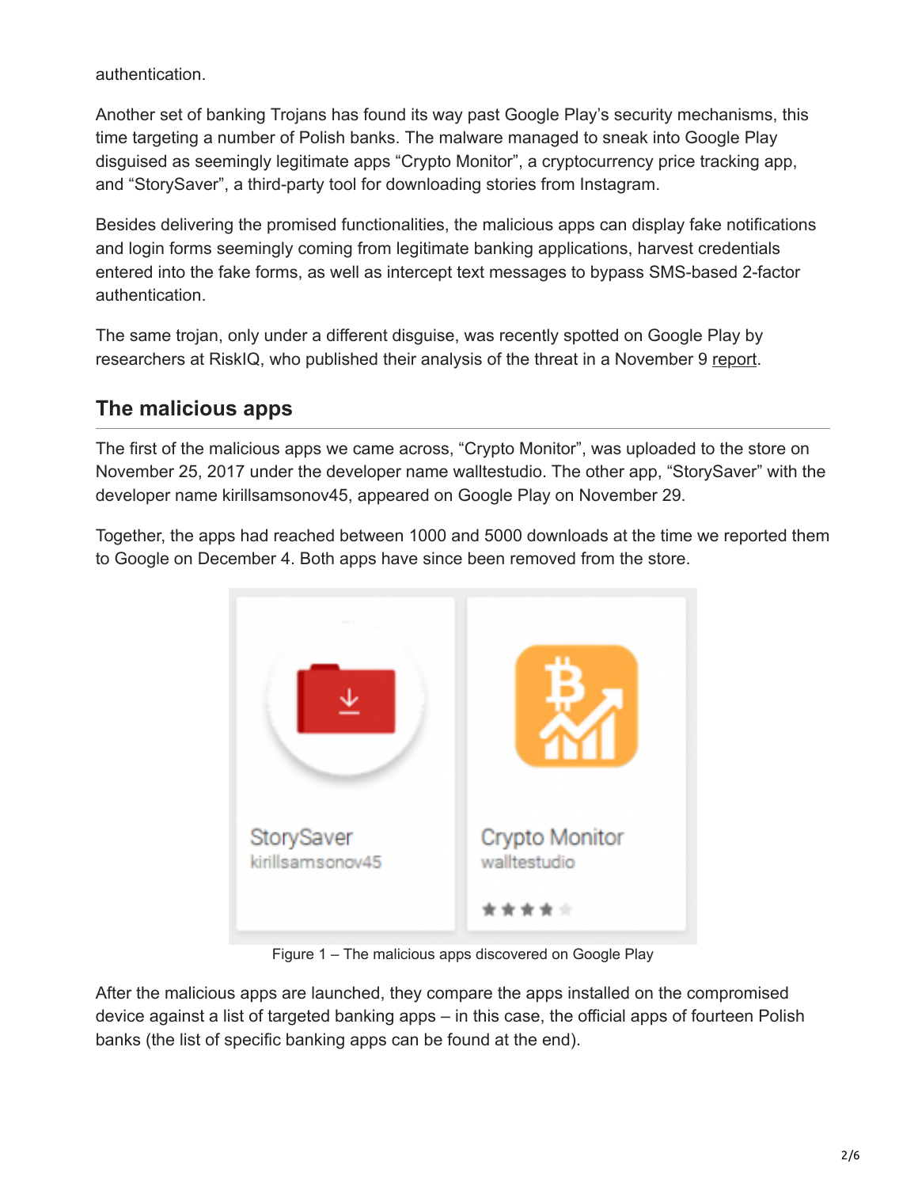authentication.

Another set of banking Trojans has found its way past Google Play's security mechanisms, this time targeting a number of Polish banks. The malware managed to sneak into Google Play disguised as seemingly legitimate apps "Crypto Monitor", a cryptocurrency price tracking app, and "StorySaver", a third-party tool for downloading stories from Instagram.

Besides delivering the promised functionalities, the malicious apps can display fake notifications and login forms seemingly coming from legitimate banking applications, harvest credentials entered into the fake forms, as well as intercept text messages to bypass SMS-based 2-factor authentication.

The same trojan, only under a different disguise, was recently spotted on Google Play by researchers at RiskIQ, who published their analysis of the threat in a November 9 report.

## The malicious apps

The first of the malicious apps we came across, "Crypto Monitor", was uploaded to the store on November 25, 2017 under the developer name walltestudio. The other app, "StorySaver" with the developer name kirillsamsonov45, appeared on Google Play on November 29.

Together, the apps had reached between 1000 and 5000 downloads at the time we reported them to Google on December 4. Both apps have since been removed from the store.

Figure 1 – The malicious apps discovered on Google Play

After the malicious apps are launched, they compare the apps installed on the compromised device against a list of targeted banking apps – in this case, the official apps of fourteen Polish banks (the list of specific banking apps can be found at the end).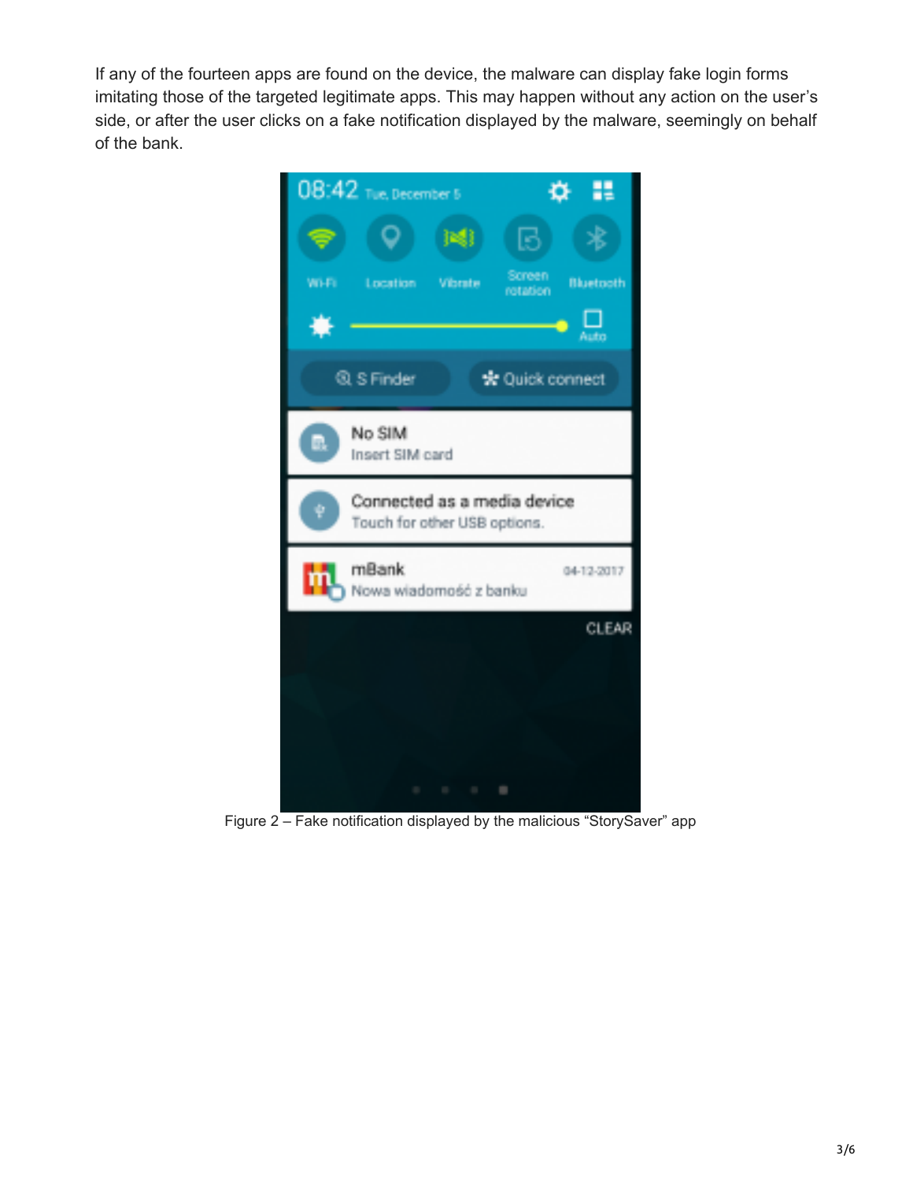If any of the fourteen apps are found on the device, the malware can display fake login forms imitating those of the targeted legitimate apps. This may happen without any action on the user's side, or after the user clicks on a fake notification displayed by the malware, seemingly on behalf of the bank.

Figure 2 – Fake notification displayed by the malicious "StorySaver" app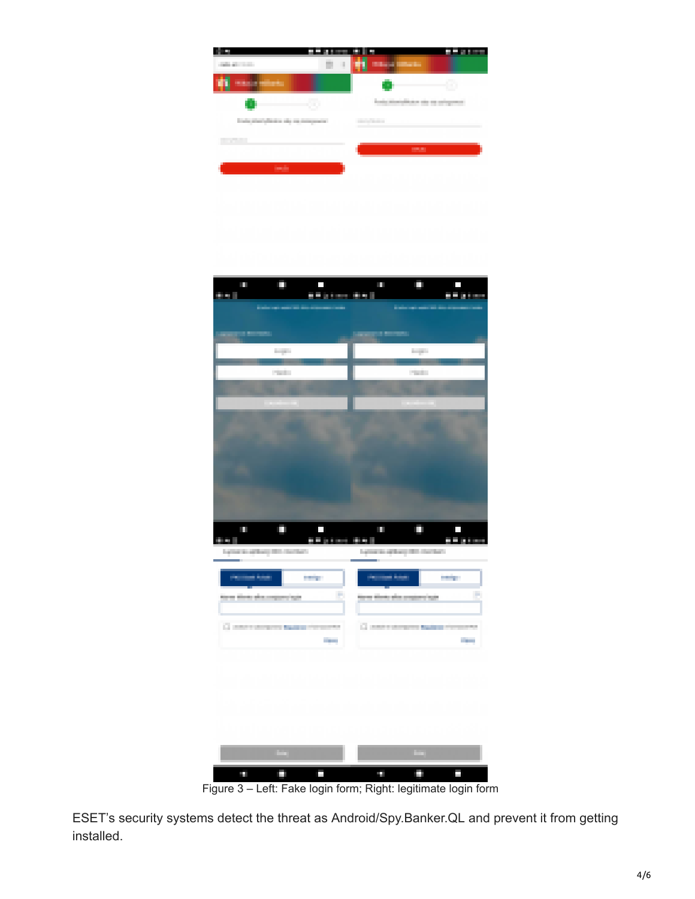Figure 3 – Left: Fake login form; Right: legitimate login form

ESET's security systems detect the threat as Android/Spy.Banker.QL and prevent it from getting installed.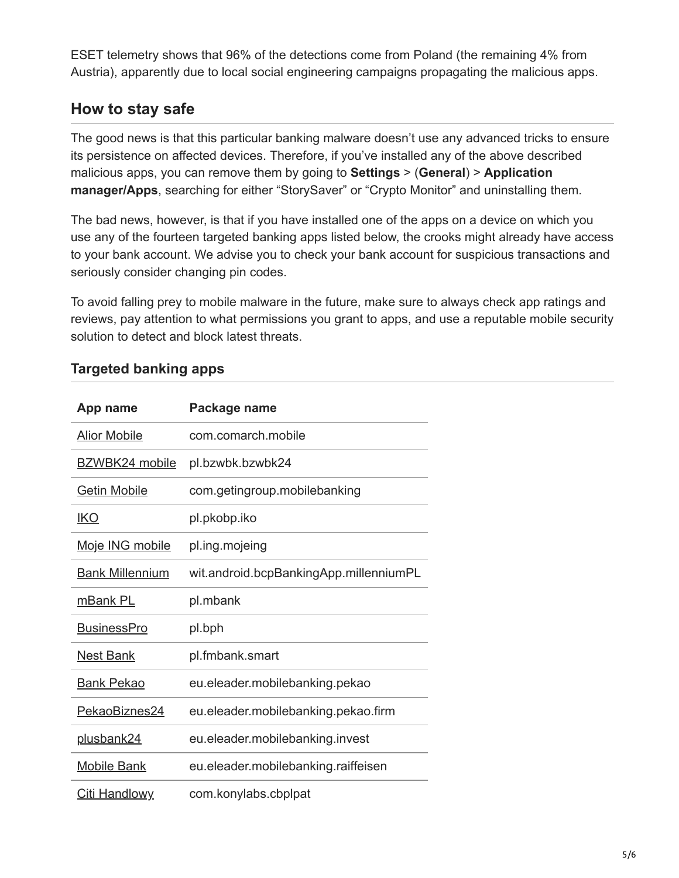ESET telemetry shows that 96% of the detections come from Poland (the remaining 4% from Austria), apparently due to local social engineering campaigns propagating the malicious apps.

## How to stay safe

The good news is that this particular banking malware doesn't use any advanced tricks to ensure its persistence on affected devices. Therefore, if you've installed any of the above described malicious apps, you can remove them by going to **Settings** > (**General**) > **Application manager/Apps**, searching for either "StorySaver" or "Crypto Monitor" and uninstalling them.

The bad news, however, is that if you have installed one of the apps on a device on which you use any of the fourteen targeted banking apps listed below, the crooks might already have access to your bank account. We advise you to check your bank account for suspicious transactions and seriously consider changing pin codes.

To avoid falling prey to mobile malware in the future, make sure to always check app ratings and reviews, pay attention to what permissions you grant to apps, and use a reputable mobile security solution to detect and block latest threats.

### Targeted banking apps

| App name | Package name |
| --- | --- |
| Alior Mobile | com.comarch.mobile |
| BZWBK24 mobile | pl.bzwbk.bzwbk24 |
| Getin Mobile | com.getingroup.mobilebanking |
| IKO | pl.pkobp.iko |
| Moje ING mobile | pl.ing.mojeing |
| Bank Millennium | wit.android.bcpBankingApp.millenniumPL |
| mBank PL | pl.mbank |
| BusinessPro | pl.bph |
| Nest Bank | pl.fmbank.smart |
| Bank Pekao | eu.eleader.mobilebanking.pekao |
| PekaoBiznes24 | eu.eleader.mobilebanking.pekao.firm |
| plusbank24 | eu.eleader.mobilebanking.invest |
| Mobile Bank | eu.eleader.mobilebanking.raiffeisen |
| Citi Handlowy | com.konylabs.cbplpat |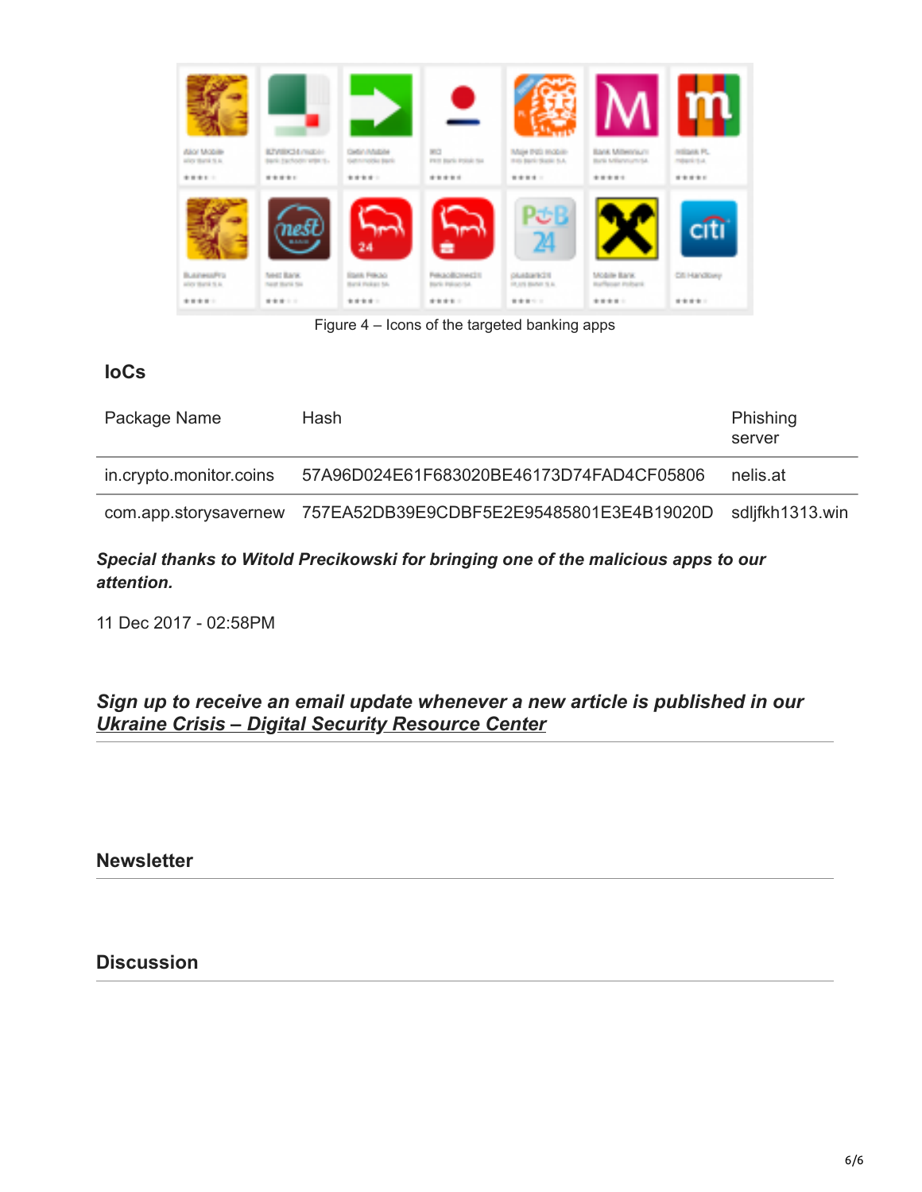Figure 4 – Icons of the targeted banking apps

### IoCs

| Package Name | Hash | Phishing server |
| --- | --- | --- |
| in.crypto.monitor.coins | 57A96D024E61F683020BE46173D74FAD4CF05806 | nelis.at |
| com.app.storysavernew | 757EA52DB39E9CDBF5E2E95485801E3E4B19020D | sdljfkh1313.win |

***Special thanks to Witold Precikowski for bringing one of the malicious apps to our attention.***

11 Dec 2017 - 02:58PM

***Sign up to receive an email update whenever a new article is published in our Ukraine Crisis – Digital Security Resource Center***

### Newsletter

### Discussion